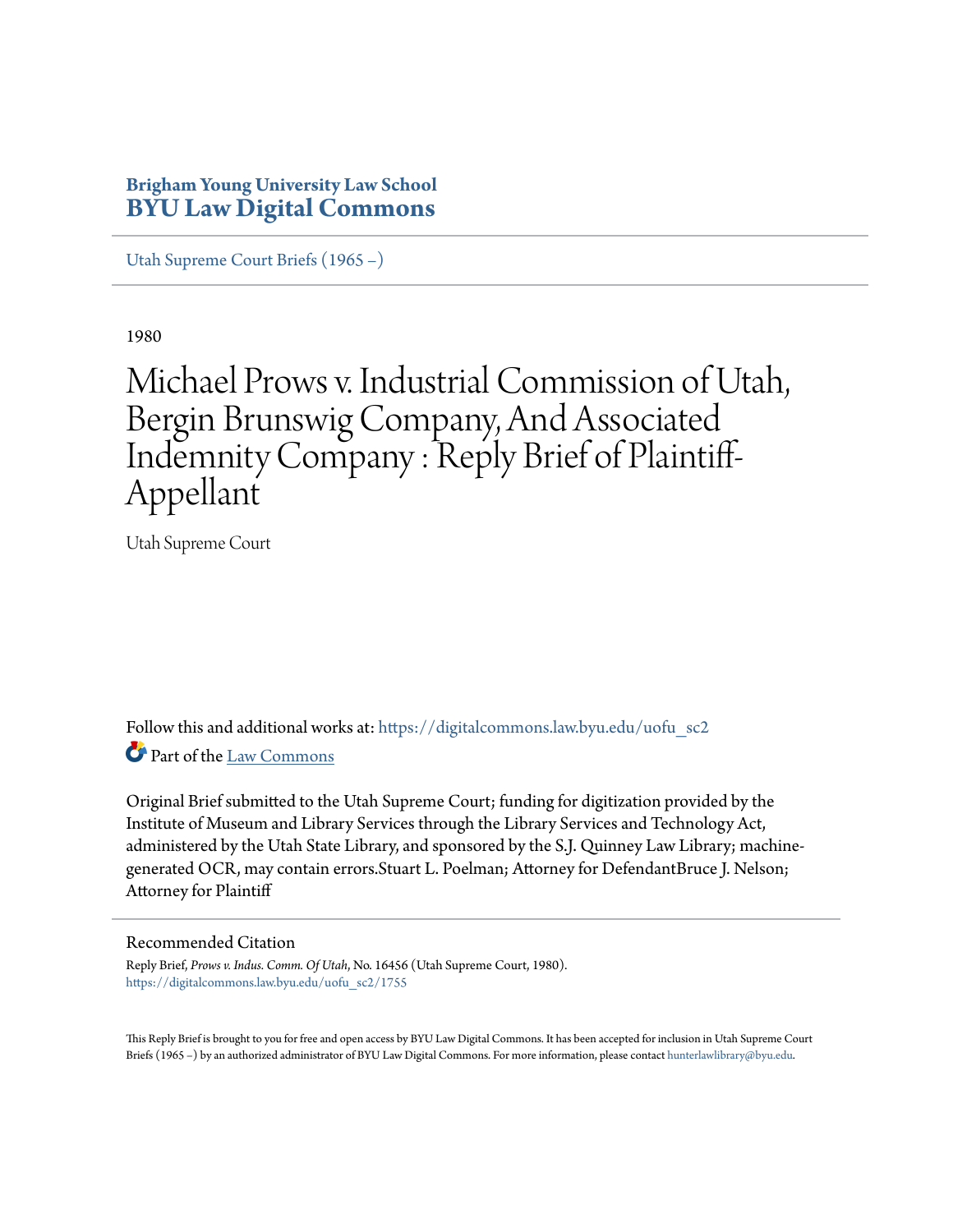**Brigham Young University Law School**
**BYU Law Digital Commons**

Utah Supreme Court Briefs (1965 –)

1980

# Michael Prows v. Industrial Commission of Utah, Bergin Brunswig Company, And Associated Indemnity Company : Reply Brief of Plaintiff-Appellant

Utah Supreme Court

Follow this and additional works at: https://digitalcommons.law.byu.edu/uofu_sc2

Part of the Law Commons

Original Brief submitted to the Utah Supreme Court; funding for digitization provided by the Institute of Museum and Library Services through the Library Services and Technology Act, administered by the Utah State Library, and sponsored by the S.J. Quinney Law Library; machine-generated OCR, may contain errors.Stuart L. Poelman; Attorney for DefendantBruce J. Nelson; Attorney for Plaintiff

## Recommended Citation

Reply Brief, *Prows v. Indus. Comm. Of Utah*, No. 16456 (Utah Supreme Court, 1980).
https://digitalcommons.law.byu.edu/uofu_sc2/1755

This Reply Brief is brought to you for free and open access by BYU Law Digital Commons. It has been accepted for inclusion in Utah Supreme Court Briefs (1965 –) by an authorized administrator of BYU Law Digital Commons. For more information, please contact hunterlawlibrary@byu.edu.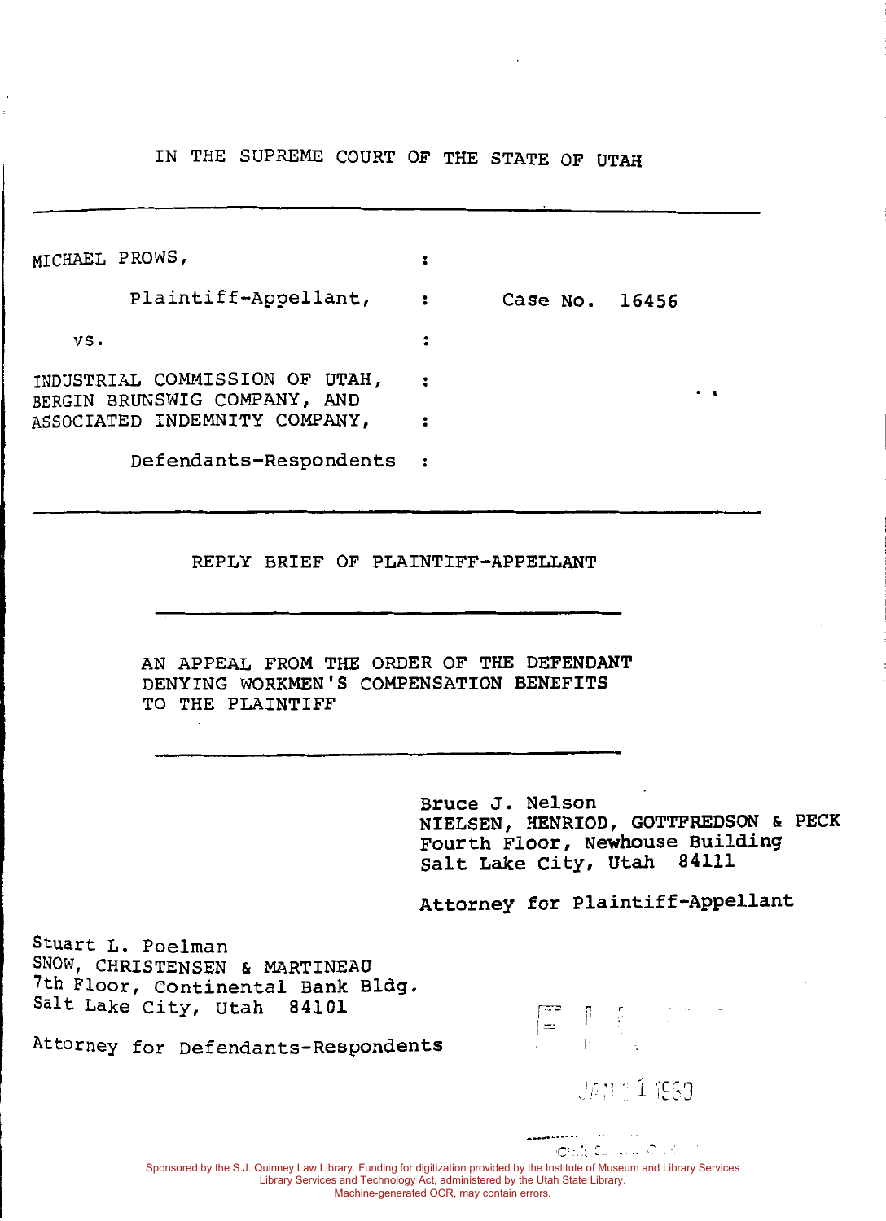IN THE SUPREME COURT OF THE STATE OF UTAH

---

| | | |
|---|---|---|
| MICHAEL PROWS, | : | |
| Plaintiff-Appellant, | : | Case No. 16456 |
| vs. | : | |
| INDUSTRIAL COMMISSION OF UTAH, BERGIN BRUNSWIG COMPANY, AND ASSOCIATED INDEMNITY COMPANY, | : | |
| Defendants-Respondents | : | |

---

REPLY BRIEF OF PLAINTIFF-APPELLANT

---

AN APPEAL FROM THE ORDER OF THE DEFENDANT DENYING WORKMEN'S COMPENSATION BENEFITS TO THE PLAINTIFF

---

Bruce J. Nelson
NIELSEN, HENRIOD, GOTTFREDSON & PECK
Fourth Floor, Newhouse Building
Salt Lake City, Utah 84111

Attorney for Plaintiff-Appellant

Stuart L. Poelman
SNOW, CHRISTENSEN & MARTINEAU
7th Floor, Continental Bank Bldg.
Salt Lake City, Utah 84101

Attorney for Defendants-Respondents

FILED

JAN 1 1980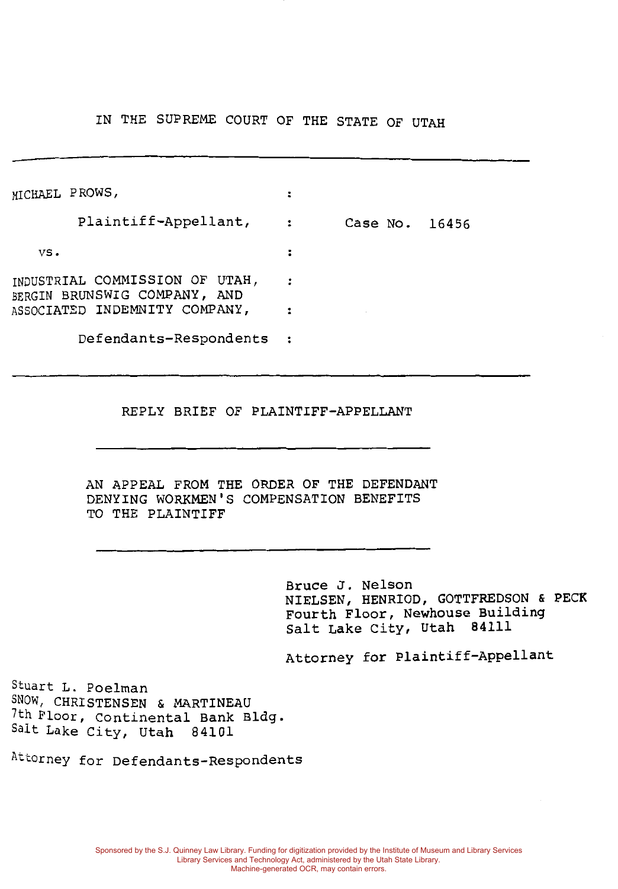IN THE SUPREME COURT OF THE STATE OF UTAH

---

| | | |
|---|---|---|
| MICHAEL PROWS, | : | |
| Plaintiff-Appellant, | : | Case No. 16456 |
| vs. | : | |
| INDUSTRIAL COMMISSION OF UTAH, BERGIN BRUNSWIG COMPANY, AND ASSOCIATED INDEMNITY COMPANY, | : | |
| Defendants-Respondents | : | |

---

REPLY BRIEF OF PLAINTIFF-APPELLANT

---

AN APPEAL FROM THE ORDER OF THE DEFENDANT DENYING WORKMEN'S COMPENSATION BENEFITS TO THE PLAINTIFF

---

Bruce J. Nelson
NIELSEN, HENRIOD, GOTTFREDSON & PECK
Fourth Floor, Newhouse Building
Salt Lake City, Utah 84111

Attorney for Plaintiff-Appellant

Stuart L. Poelman
SNOW, CHRISTENSEN & MARTINEAU
7th Floor, Continental Bank Bldg.
Salt Lake City, Utah 84101

Attorney for Defendants-Respondents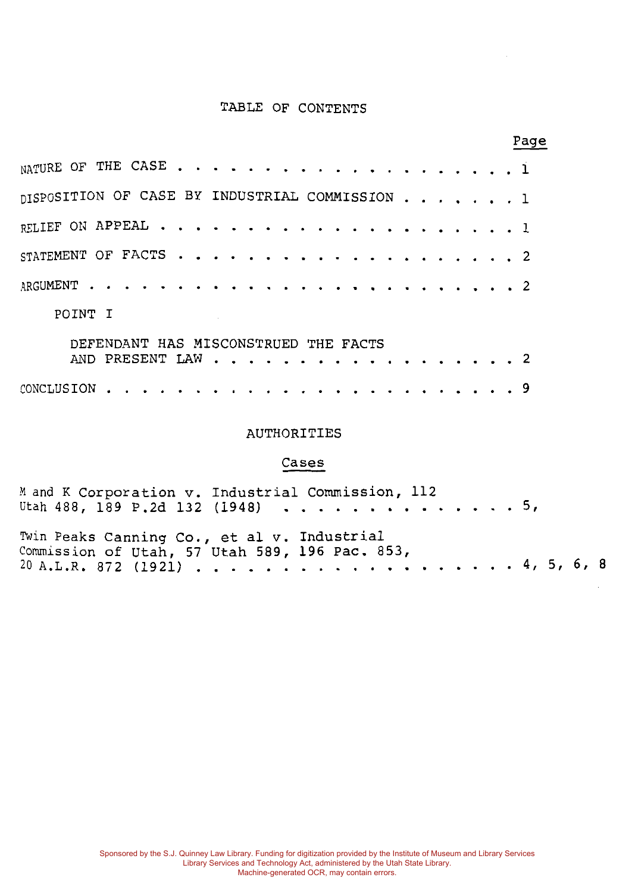# TABLE OF CONTENTS

| | Page |
|---|---|
| NATURE OF THE CASE | 1 |
| DISPOSITION OF CASE BY INDUSTRIAL COMMISSION | 1 |
| RELIEF ON APPEAL | 1 |
| STATEMENT OF FACTS | 2 |
| ARGUMENT | 2 |
| POINT I | |
| DEFENDANT HAS MISCONSTRUED THE FACTS AND PRESENT LAW | 2 |
| CONCLUSION | 9 |

## AUTHORITIES

### Cases

M and K Corporation v. Industrial Commission, 112 Utah 488, 189 P.2d 132 (1948) . . . . . . . . . . . . . . 5,

Twin Peaks Canning Co., et al v. Industrial Commission of Utah, 57 Utah 589, 196 Pac. 853, 20 A.L.R. 872 (1921) . . . . . . . . . . . . . . . . . . 4, 5, 6, 8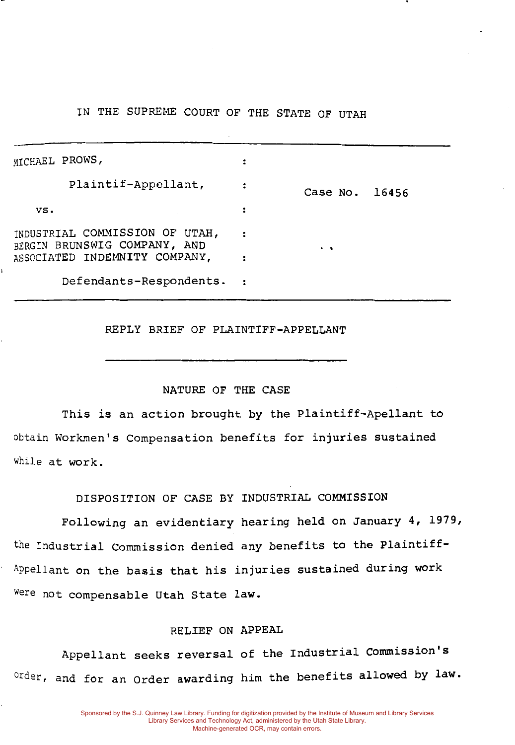IN THE SUPREME COURT OF THE STATE OF UTAH

| | | |
|---|---|---|
| MICHAEL PROWS, | : | |
| Plaintif-Appellant, | : | Case No. 16456 |
| vs. | : | |
| INDUSTRIAL COMMISSION OF UTAH, BERGIN BRUNSWIG COMPANY, AND ASSOCIATED INDEMNITY COMPANY, | : | |
| Defendants-Respondents. | : | |

## REPLY BRIEF OF PLAINTIFF-APPELLANT

### NATURE OF THE CASE

This is an action brought by the Plaintiff-Appellant to obtain Workmen's Compensation benefits for injuries sustained while at work.

### DISPOSITION OF CASE BY INDUSTRIAL COMMISSION

Following an evidentiary hearing held on January 4, 1979, the Industrial Commission denied any benefits to the Plaintiff-Appellant on the basis that his injuries sustained during work were not compensable Utah State law.

### RELIEF ON APPEAL

Appellant seeks reversal of the Industrial Commission's Order, and for an Order awarding him the benefits allowed by law.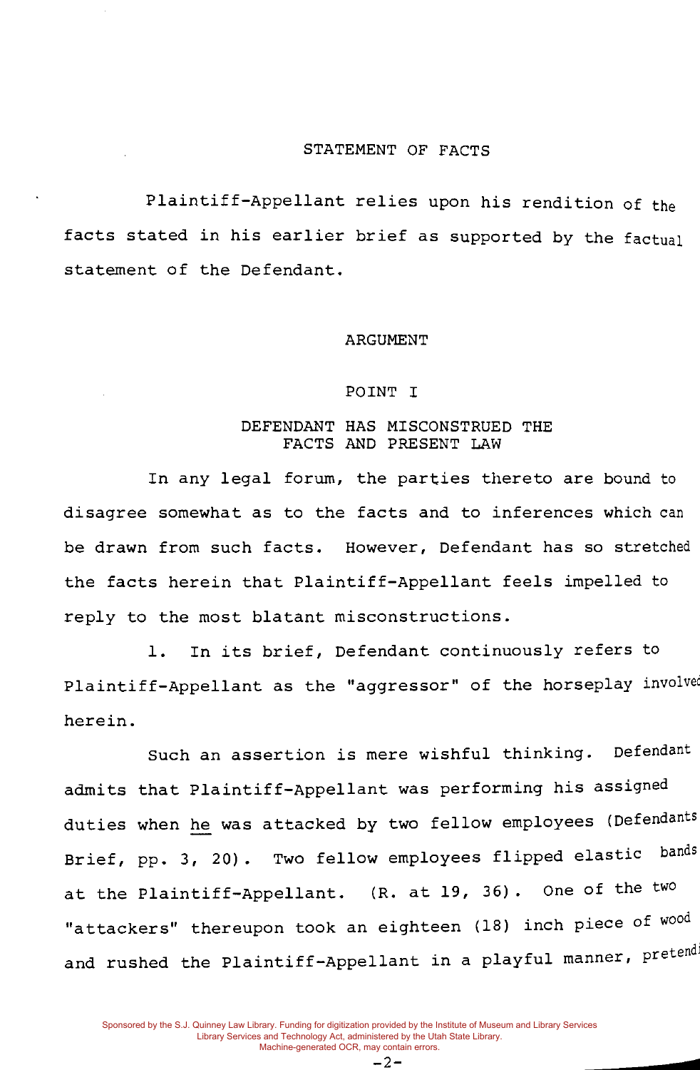## STATEMENT OF FACTS

Plaintiff-Appellant relies upon his rendition of the facts stated in his earlier brief as supported by the factual statement of the Defendant.

## ARGUMENT

### POINT I

### DEFENDANT HAS MISCONSTRUED THE FACTS AND PRESENT LAW

In any legal forum, the parties thereto are bound to disagree somewhat as to the facts and to inferences which can be drawn from such facts. However, Defendant has so stretched the facts herein that Plaintiff-Appellant feels impelled to reply to the most blatant misconstructions.

1. In its brief, Defendant continuously refers to Plaintiff-Appellant as the "aggressor" of the horseplay involved herein.

Such an assertion is mere wishful thinking. Defendant admits that Plaintiff-Appellant was performing his assigned duties when <u>he</u> was attacked by two fellow employees (Defendants Brief, pp. 3, 20). Two fellow employees flipped elastic bands at the Plaintiff-Appellant. (R. at 19, 36). One of the two "attackers" thereupon took an eighteen (18) inch piece of wood and rushed the Plaintiff-Appellant in a playful manner, pretendi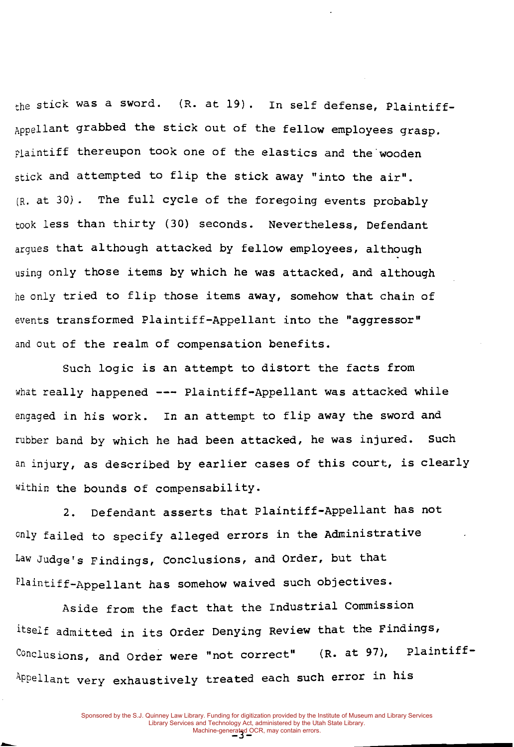the stick was a sword. (R. at 19). In self defense, Plaintiff-Appellant grabbed the stick out of the fellow employees grasp. Plaintiff thereupon took one of the elastics and the wooden stick and attempted to flip the stick away "into the air". (R. at 30). The full cycle of the foregoing events probably took less than thirty (30) seconds. Nevertheless, Defendant argues that although attacked by fellow employees, although using only those items by which he was attacked, and although he only tried to flip those items away, somehow that chain of events transformed Plaintiff-Appellant into the "aggressor" and out of the realm of compensation benefits.

Such logic is an attempt to distort the facts from what really happened --- Plaintiff-Appellant was attacked while engaged in his work. In an attempt to flip away the sword and rubber band by which he had been attacked, he was injured. Such an injury, as described by earlier cases of this court, is clearly within the bounds of compensability.

2. Defendant asserts that Plaintiff-Appellant has not only failed to specify alleged errors in the Administrative Law Judge's Findings, Conclusions, and Order, but that Plaintiff-Appellant has somehow waived such objectives.

Aside from the fact that the Industrial Commission itself admitted in its Order Denying Review that the Findings, Conclusions, and Order were "not correct" (R. at 97), Plaintiff-Appellant very exhaustively treated each such error in his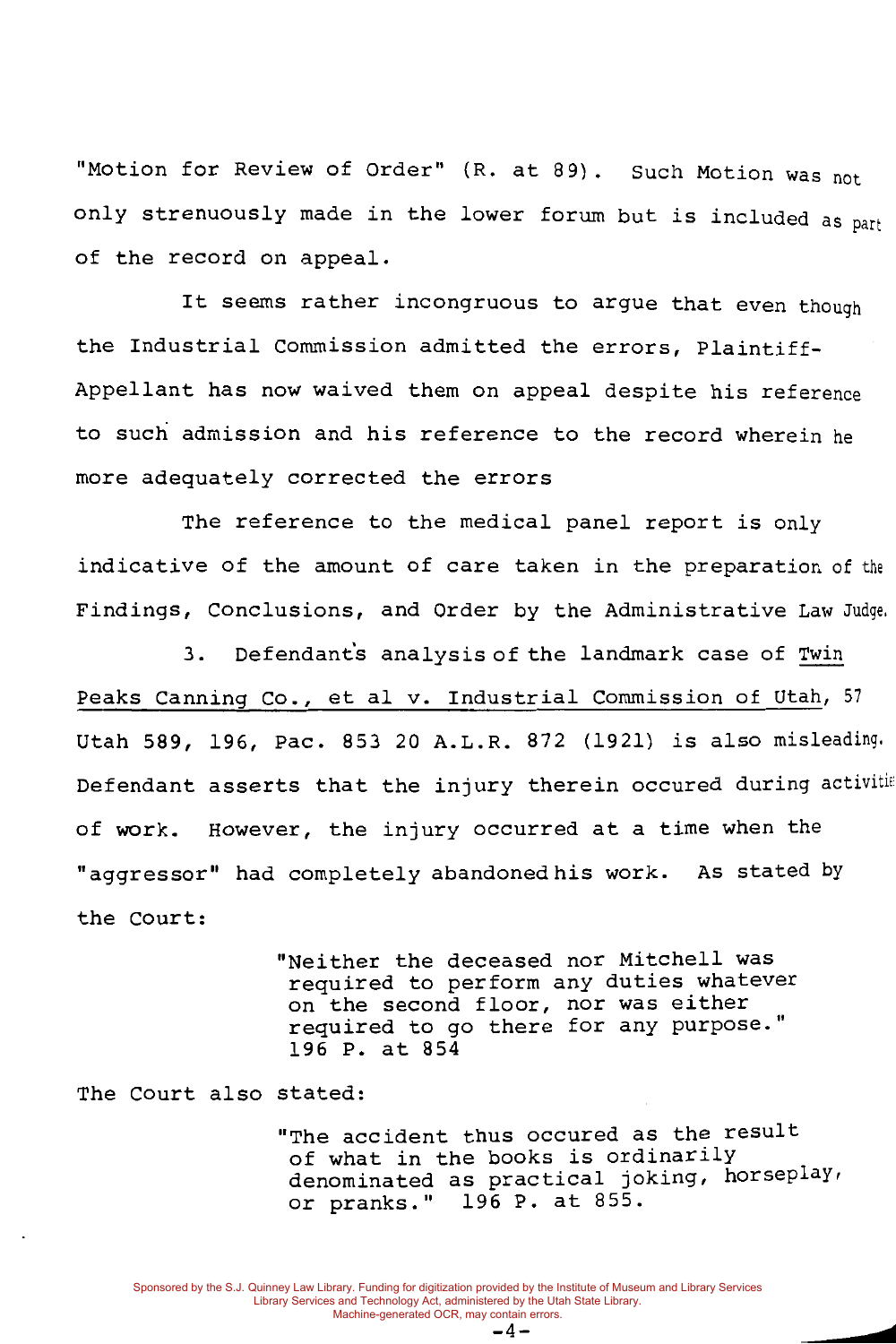"Motion for Review of Order" (R. at 89). Such Motion was not only strenuously made in the lower forum but is included as part of the record on appeal.

It seems rather incongruous to argue that even though the Industrial Commission admitted the errors, Plaintiff-Appellant has now waived them on appeal despite his reference to such admission and his reference to the record wherein he more adequately corrected the errors

The reference to the medical panel report is only indicative of the amount of care taken in the preparation of the Findings, Conclusions, and Order by the Administrative Law Judge.

3. Defendant's analysis of the landmark case of Twin Peaks Canning Co., et al v. Industrial Commission of Utah, 57 Utah 589, 196, Pac. 853 20 A.L.R. 872 (1921) is also misleading. Defendant asserts that the injury therein occured during activities of work. However, the injury occurred at a time when the "aggressor" had completely abandoned his work. As stated by the Court:

> "Neither the deceased nor Mitchell was required to perform any duties whatever on the second floor, nor was either required to go there for any purpose." 196 P. at 854

The Court also stated:

> "The accident thus occured as the result of what in the books is ordinarily denominated as practical joking, horseplay, or pranks." 196 P. at 855.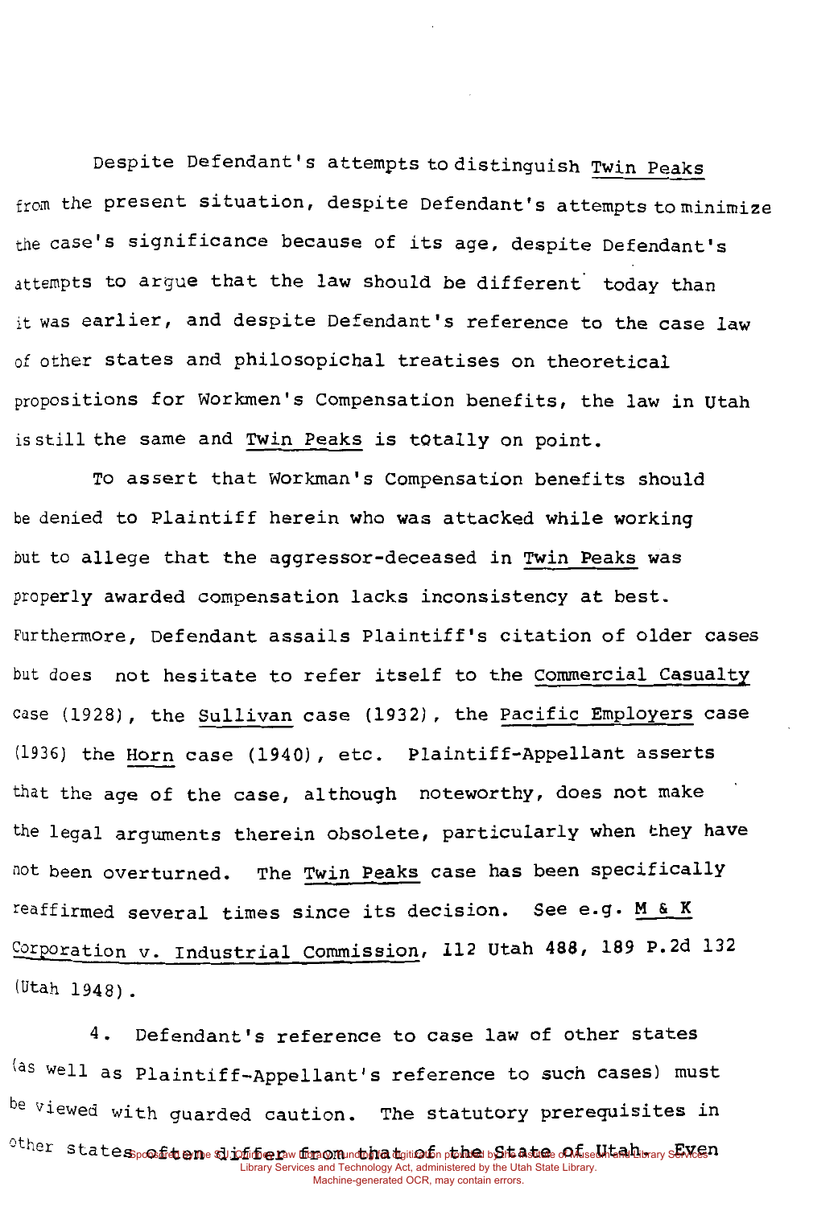Despite Defendant's attempts to distinguish Twin Peaks from the present situation, despite Defendant's attempts to minimize the case's significance because of its age, despite Defendant's attempts to argue that the law should be different today than it was earlier, and despite Defendant's reference to the case law of other states and philosopichal treatises on theoretical propositions for Workmen's Compensation benefits, the law in Utah is still the same and Twin Peaks is totally on point.

To assert that Workman's Compensation benefits should be denied to Plaintiff herein who was attacked while working but to allege that the aggressor-deceased in Twin Peaks was properly awarded compensation lacks inconsistency at best. Furthermore, Defendant assails Plaintiff's citation of older cases but does not hesitate to refer itself to the Commercial Casualty case (1928), the Sullivan case (1932), the Pacific Employers case (1936) the Horn case (1940), etc. Plaintiff-Appellant asserts that the age of the case, although noteworthy, does not make the legal arguments therein obsolete, particularly when they have not been overturned. The Twin Peaks case has been specifically reaffirmed several times since its decision. See e.g. M & K Corporation v. Industrial Commission, 112 Utah 488, 189 P.2d 132 (Utah 1948).

4. Defendant's reference to case law of other states (as well as Plaintiff-Appellant's reference to such cases) must be viewed with guarded caution. The statutory prerequisites in other states often differ from that of the State of Utah. Even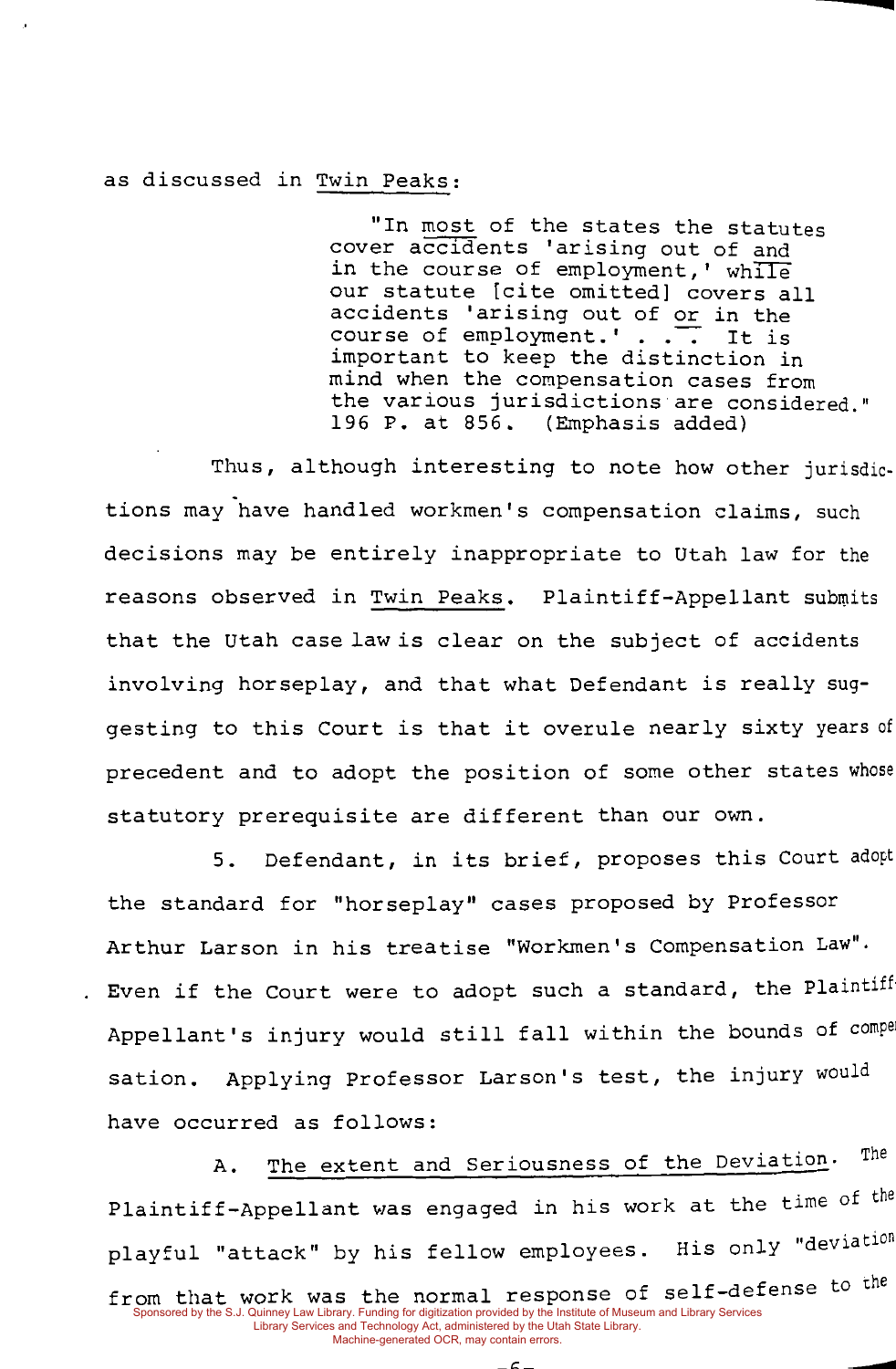as discussed in Twin Peaks:

> "In most of the states the statutes cover accidents 'arising out of and in the course of employment,' while our statute [cite omitted] covers all accidents 'arising out of or in the course of employment.' . . . It is important to keep the distinction in mind when the compensation cases from the various jurisdictions are considered." 196 P. at 856. (Emphasis added)

Thus, although interesting to note how other jurisdictions may have handled workmen's compensation claims, such decisions may be entirely inappropriate to Utah law for the reasons observed in Twin Peaks. Plaintiff-Appellant submits that the Utah case law is clear on the subject of accidents involving horseplay, and that what Defendant is really suggesting to this Court is that it overule nearly sixty years of precedent and to adopt the position of some other states whose statutory prerequisite are different than our own.

5. Defendant, in its brief, proposes this Court adopt the standard for "horseplay" cases proposed by Professor Arthur Larson in his treatise "Workmen's Compensation Law". Even if the Court were to adopt such a standard, the Plaintiff-Appellant's injury would still fall within the bounds of compensation. Applying Professor Larson's test, the injury would have occurred as follows:

A. The extent and Seriousness of the Deviation. The Plaintiff-Appellant was engaged in his work at the time of the playful "attack" by his fellow employees. His only "deviation from that work was the normal response of self-defense to the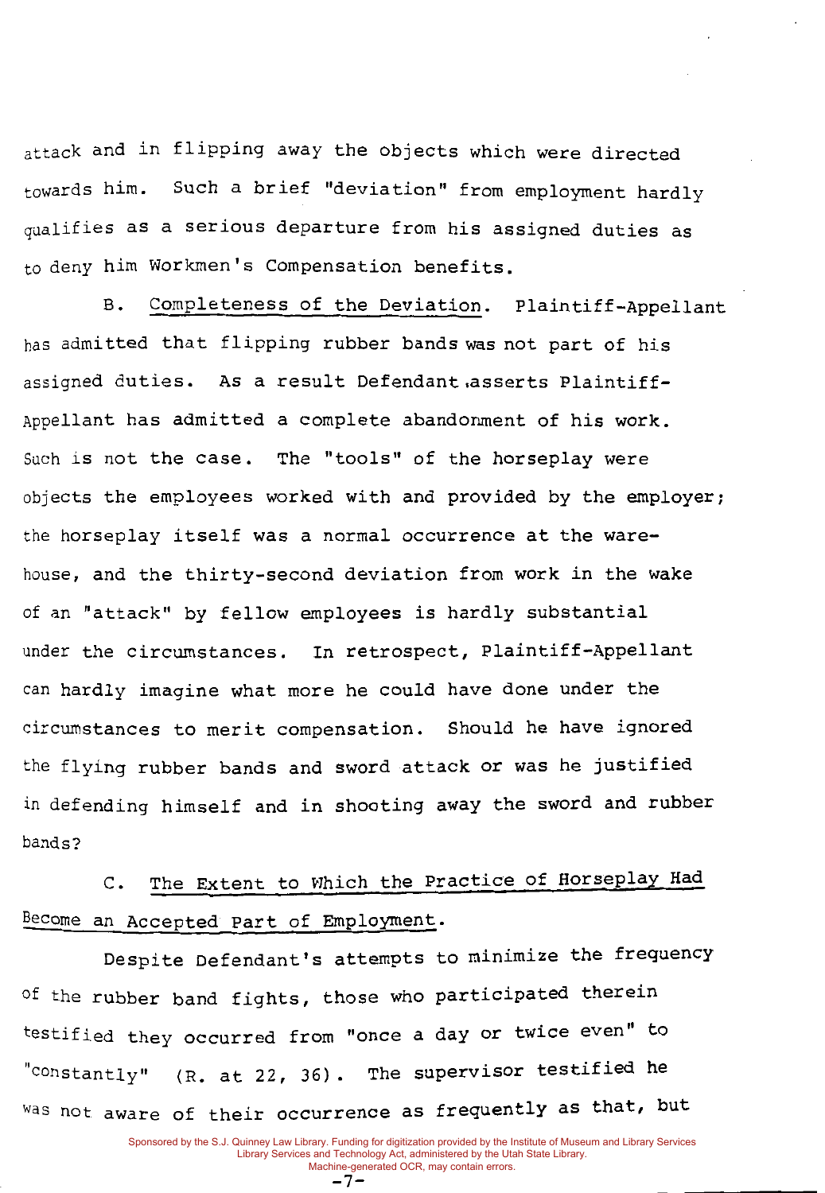attack and in flipping away the objects which were directed towards him. Such a brief "deviation" from employment hardly qualifies as a serious departure from his assigned duties as to deny him Workmen's Compensation benefits.

B. Completeness of the Deviation. Plaintiff-Appellant has admitted that flipping rubber bands was not part of his assigned duties. As a result Defendant asserts Plaintiff-Appellant has admitted a complete abandonment of his work. Such is not the case. The "tools" of the horseplay were objects the employees worked with and provided by the employer; the horseplay itself was a normal occurrence at the warehouse, and the thirty-second deviation from work in the wake of an "attack" by fellow employees is hardly substantial under the circumstances. In retrospect, Plaintiff-Appellant can hardly imagine what more he could have done under the circumstances to merit compensation. Should he have ignored the flying rubber bands and sword attack or was he justified in defending himself and in shooting away the sword and rubber bands?

C. The Extent to Which the Practice of Horseplay Had Become an Accepted Part of Employment.

Despite Defendant's attempts to minimize the frequency of the rubber band fights, those who participated therein testified they occurred from "once a day or twice even" to "constantly" (R. at 22, 36). The supervisor testified he was not aware of their occurrence as frequently as that, but

Sponsored by the S.J. Quinney Law Library. Funding for digitization provided by the Institute of Museum and Library Services Library Services and Technology Act, administered by the Utah State Library.
Machine-generated OCR, may contain errors.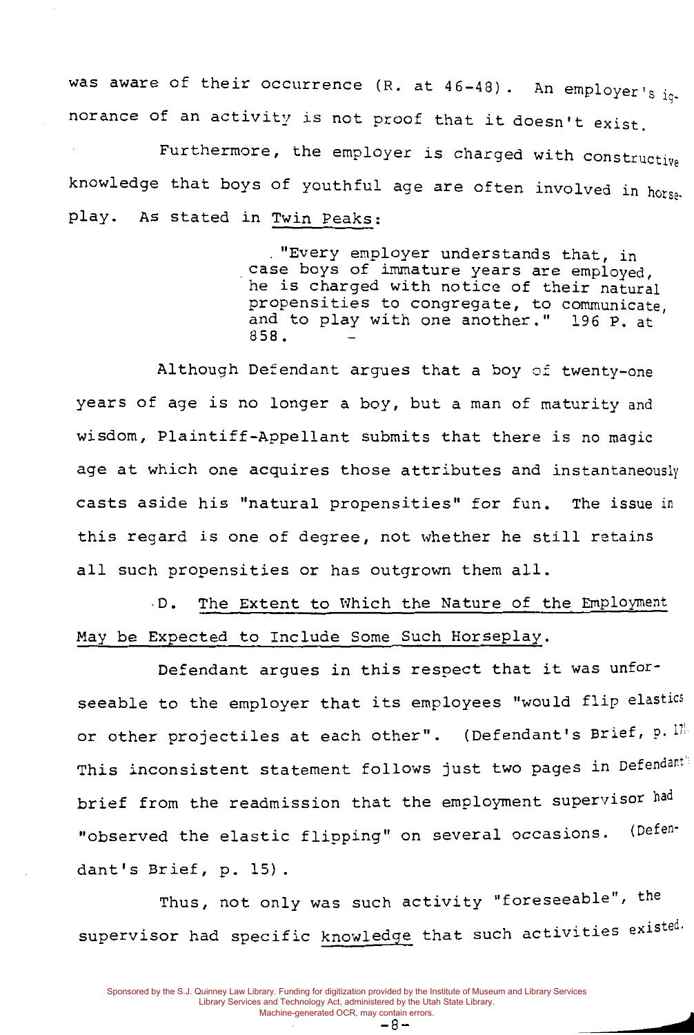was aware of their occurrence (R. at 46-48). An employer's ignorance of an activity is not proof that it doesn't exist.

Furthermore, the employer is charged with constructive knowledge that boys of youthful age are often involved in horseplay. As stated in Twin Peaks:

> "Every employer understands that, in case boys of immature years are employed, he is charged with notice of their natural propensities to congregate, to communicate, and to play with one another." 196 P. at 858.

Although Defendant argues that a boy of twenty-one years of age is no longer a boy, but a man of maturity and wisdom, Plaintiff-Appellant submits that there is no magic age at which one acquires those attributes and instantaneously casts aside his "natural propensities" for fun. The issue in this regard is one of degree, not whether he still retains all such propensities or has outgrown them all.

D. The Extent to Which the Nature of the Employment May be Expected to Include Some Such Horseplay.

Defendant argues in this respect that it was unforseeable to the employer that its employees "would flip elastics or other projectiles at each other". (Defendant's Brief, p. 17). This inconsistent statement follows just two pages in Defendant's brief from the readmission that the employment supervisor had "observed the elastic flipping" on several occasions. (Defendant's Brief, p. 15).

Thus, not only was such activity "foreseeable", the supervisor had specific knowledge that such activities existed.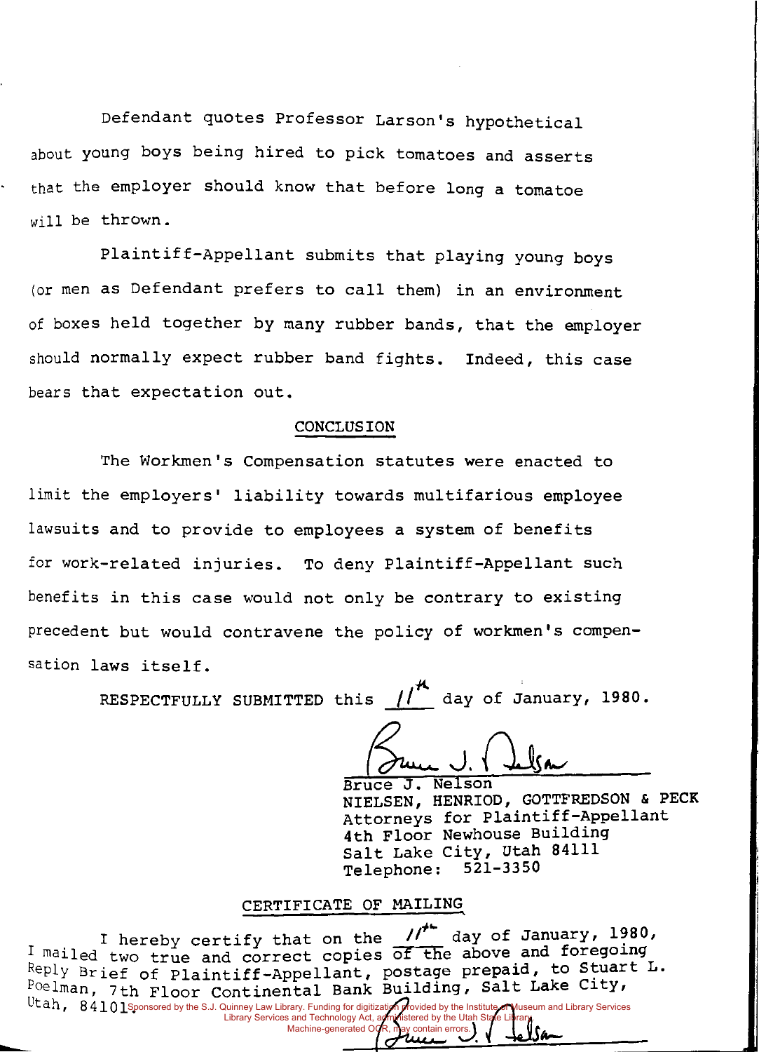Defendant quotes Professor Larson's hypothetical about young boys being hired to pick tomatoes and asserts that the employer should know that before long a tomatoe will be thrown.

Plaintiff-Appellant submits that playing young boys (or men as Defendant prefers to call them) in an environment of boxes held together by many rubber bands, that the employer should normally expect rubber band fights. Indeed, this case bears that expectation out.

## CONCLUSION

The Workmen's Compensation statutes were enacted to limit the employers' liability towards multifarious employee lawsuits and to provide to employees a system of benefits for work-related injuries. To deny Plaintiff-Appellant such benefits in this case would not only be contrary to existing precedent but would contravene the policy of workmen's compensation laws itself.

RESPECTFULLY SUBMITTED this 11th day of January, 1980.

Bruce J. Nelson
NIELSEN, HENRIOD, GOTTFREDSON & PECK
Attorneys for Plaintiff-Appellant
4th Floor Newhouse Building
Salt Lake City, Utah 84111
Telephone: 521-3350

## CERTIFICATE OF MAILING

I hereby certify that on the 11th day of January, 1980, I mailed two true and correct copies of the above and foregoing Reply Brief of Plaintiff-Appellant, postage prepaid, to Stuart L. Poelman, 7th Floor Continental Bank Building, Salt Lake City, Utah, 84101.

Sponsored by the S.J. Quinney Law Library. Funding for digitization provided by the Institute of Museum and Library Services Library Services and Technology Act, administered by the Utah State Library. Machine-generated OCR, may contain errors.